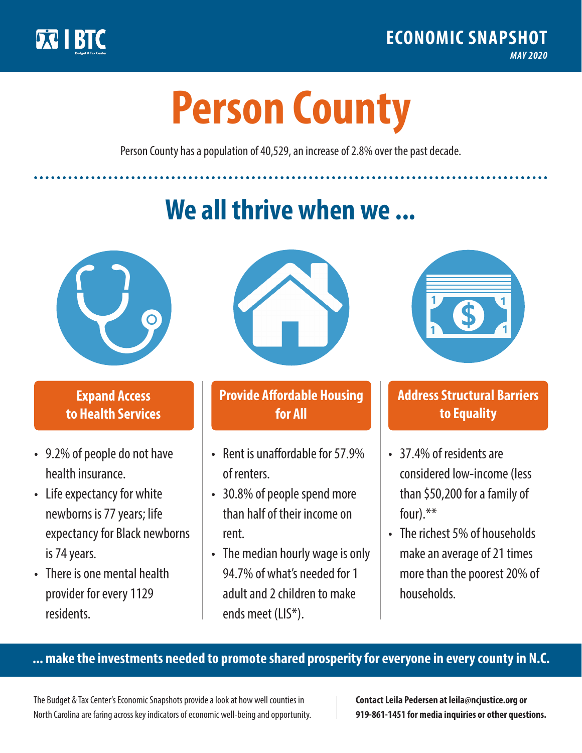BTC Budget & Tax Center

**ECONOMIC SNAPSHOT**

*MAY 2020*

# Person County

Person County has a population of 40,529, an increase of 2.8% over the past decade.

## We all thrive when we ...

### Expand Access to Health Services

- 9.2% of people do not have health insurance.
- Life expectancy for white newborns is 77 years; life expectancy for Black newborns is 74 years.
- There is one mental health provider for every 1129 residents.

### Provide Affordable Housing for All

- Rent is unaffordable for 57.9% of renters.
- 30.8% of people spend more than half of their income on rent.
- The median hourly wage is only 94.7% of what's needed for 1 adult and 2 children to make ends meet (LIS*).

### Address Structural Barriers to Equality

- 37.4% of residents are considered low-income (less than $50,200 for a family of four).**
- The richest 5% of households make an average of 21 times more than the poorest 20% of households.

**... make the investments needed to promote shared prosperity for everyone in every county in N.C.**

The Budget & Tax Center's Economic Snapshots provide a look at how well counties in North Carolina are faring across key indicators of economic well-being and opportunity.

**Contact Leila Pedersen at leila@ncjustice.org or 919-861-1451 for media inquiries or other questions.**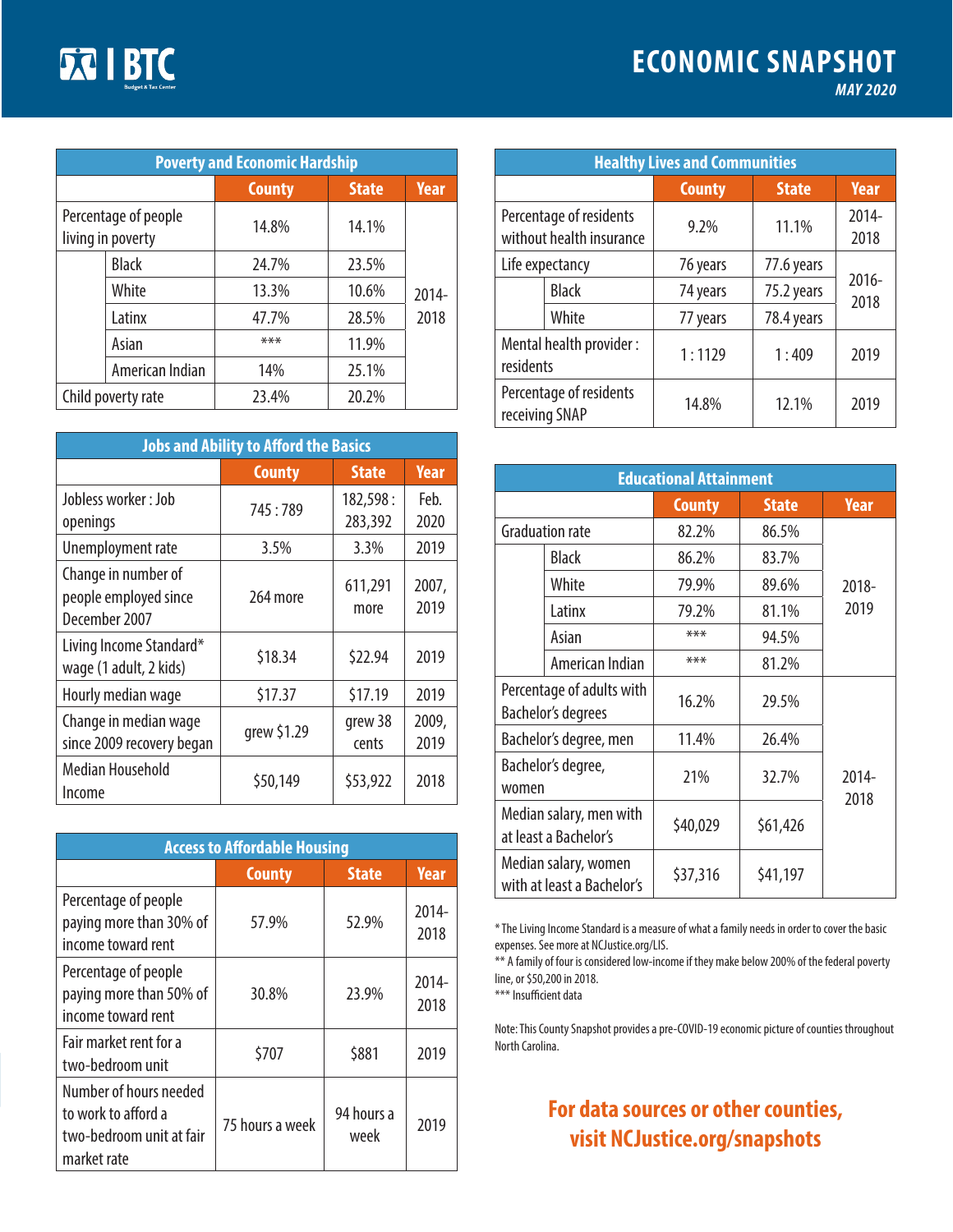# ECONOMIC SNAPSHOT

*MAY 2020*

| Poverty and Economic Hardship | | County | State | Year |
|---|---|---|---|---|
| Percentage of people living in poverty | | 14.8% | 14.1% | 2014-2018 |
| | Black | 24.7% | 23.5% | |
| | White | 13.3% | 10.6% | |
| | Latinx | 47.7% | 28.5% | |
| | Asian | *** | 11.9% | |
| | American Indian | 14% | 25.1% | |
| Child poverty rate | | 23.4% | 20.2% | |

| Jobs and Ability to Afford the Basics | County | State | Year |
|---|---|---|---|
| Jobless worker : Job openings | 745 : 789 | 182,598 : 283,392 | Feb. 2020 |
| Unemployment rate | 3.5% | 3.3% | 2019 |
| Change in number of people employed since December 2007 | 264 more | 611,291 more | 2007, 2019 |
| Living Income Standard* wage (1 adult, 2 kids) | $18.34 | $22.94 | 2019 |
| Hourly median wage | $17.37 | $17.19 | 2019 |
| Change in median wage since 2009 recovery began | grew $1.29 | grew 38 cents | 2009, 2019 |
| Median Household Income | $50,149 | $53,922 | 2018 |

| Access to Affordable Housing | County | State | Year |
|---|---|---|---|
| Percentage of people paying more than 30% of income toward rent | 57.9% | 52.9% | 2014-2018 |
| Percentage of people paying more than 50% of income toward rent | 30.8% | 23.9% | 2014-2018 |
| Fair market rent for a two-bedroom unit | $707 | $881 | 2019 |
| Number of hours needed to work to afford a two-bedroom unit at fair market rate | 75 hours a week | 94 hours a week | 2019 |

| Healthy Lives and Communities | | County | State | Year |
|---|---|---|---|---|
| Percentage of residents without health insurance | | 9.2% | 11.1% | 2014-2018 |
| Life expectancy | | 76 years | 77.6 years | 2016-2018 |
| | Black | 74 years | 75.2 years | |
| | White | 77 years | 78.4 years | |
| Mental health provider : residents | | 1 : 1129 | 1 : 409 | 2019 |
| Percentage of residents receiving SNAP | | 14.8% | 12.1% | 2019 |

| Educational Attainment | | County | State | Year |
|---|---|---|---|---|
| Graduation rate | | 82.2% | 86.5% | 2018-2019 |
| | Black | 86.2% | 83.7% | |
| | White | 79.9% | 89.6% | |
| | Latinx | 79.2% | 81.1% | |
| | Asian | *** | 94.5% | |
| | American Indian | *** | 81.2% | |
| Percentage of adults with Bachelor's degrees | | 16.2% | 29.5% | 2014-2018 |
| Bachelor's degree, men | | 11.4% | 26.4% | |
| Bachelor's degree, women | | 21% | 32.7% | |
| Median salary, men with at least a Bachelor's | | $40,029 | $61,426 | |
| Median salary, women with at least a Bachelor's | | $37,316 | $41,197 | |

\* The Living Income Standard is a measure of what a family needs in order to cover the basic expenses. See more at NCJustice.org/LIS.

** A family of four is considered low-income if they make below 200% of the federal poverty line, or $50,200 in 2018.

*** Insufficient data

Note: This County Snapshot provides a pre-COVID-19 economic picture of counties throughout North Carolina.

**For data sources or other counties, visit NCJustice.org/snapshots**